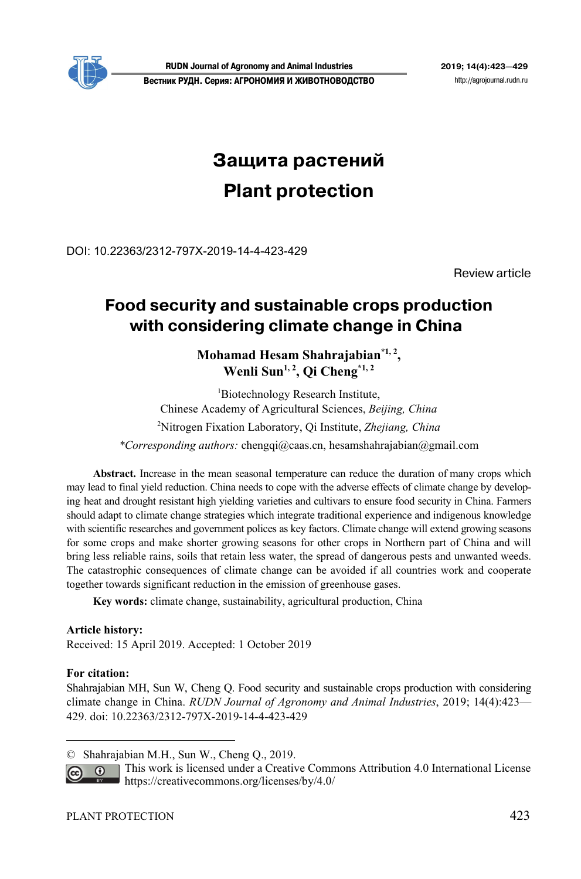# Защита растений
# Plant protection

DOI: 10.22363/2312-797X-2019-14-4-423-429

Review article

## Food security and sustainable crops production with considering climate change in China

**Mohamad Hesam Shahrajabian**[*1, 2], **Wenli Sun**[1, 2], **Qi Cheng**[*1, 2]

[1]Biotechnology Research Institute,
Chinese Academy of Agricultural Sciences, *Beijing, China*

[2]Nitrogen Fixation Laboratory, Qi Institute, *Zhejiang, China*

*\*Corresponding authors:* chengqi@caas.cn, hesamshahrajabian@gmail.com

**Abstract.** Increase in the mean seasonal temperature can reduce the duration of many crops which may lead to final yield reduction. China needs to cope with the adverse effects of climate change by developing heat and drought resistant high yielding varieties and cultivars to ensure food security in China. Farmers should adapt to climate change strategies which integrate traditional experience and indigenous knowledge with scientific researches and government polices as key factors. Climate change will extend growing seasons for some crops and make shorter growing seasons for other crops in Northern part of China and will bring less reliable rains, soils that retain less water, the spread of dangerous pests and unwanted weeds. The catastrophic consequences of climate change can be avoided if all countries work and cooperate together towards significant reduction in the emission of greenhouse gases.

**Key words:** climate change, sustainability, agricultural production, China

**Article history:**
Received: 15 April 2019. Accepted: 1 October 2019

**For citation:**
Shahrajabian MH, Sun W, Cheng Q. Food security and sustainable crops production with considering climate change in China. *RUDN Journal of Agronomy and Animal Industries*, 2019; 14(4):423—429. doi: 10.22363/2312-797X-2019-14-4-423-429

© Shahrajabian M.H., Sun W., Cheng Q., 2019.
This work is licensed under a Creative Commons Attribution 4.0 International License https://creativecommons.org/licenses/by/4.0/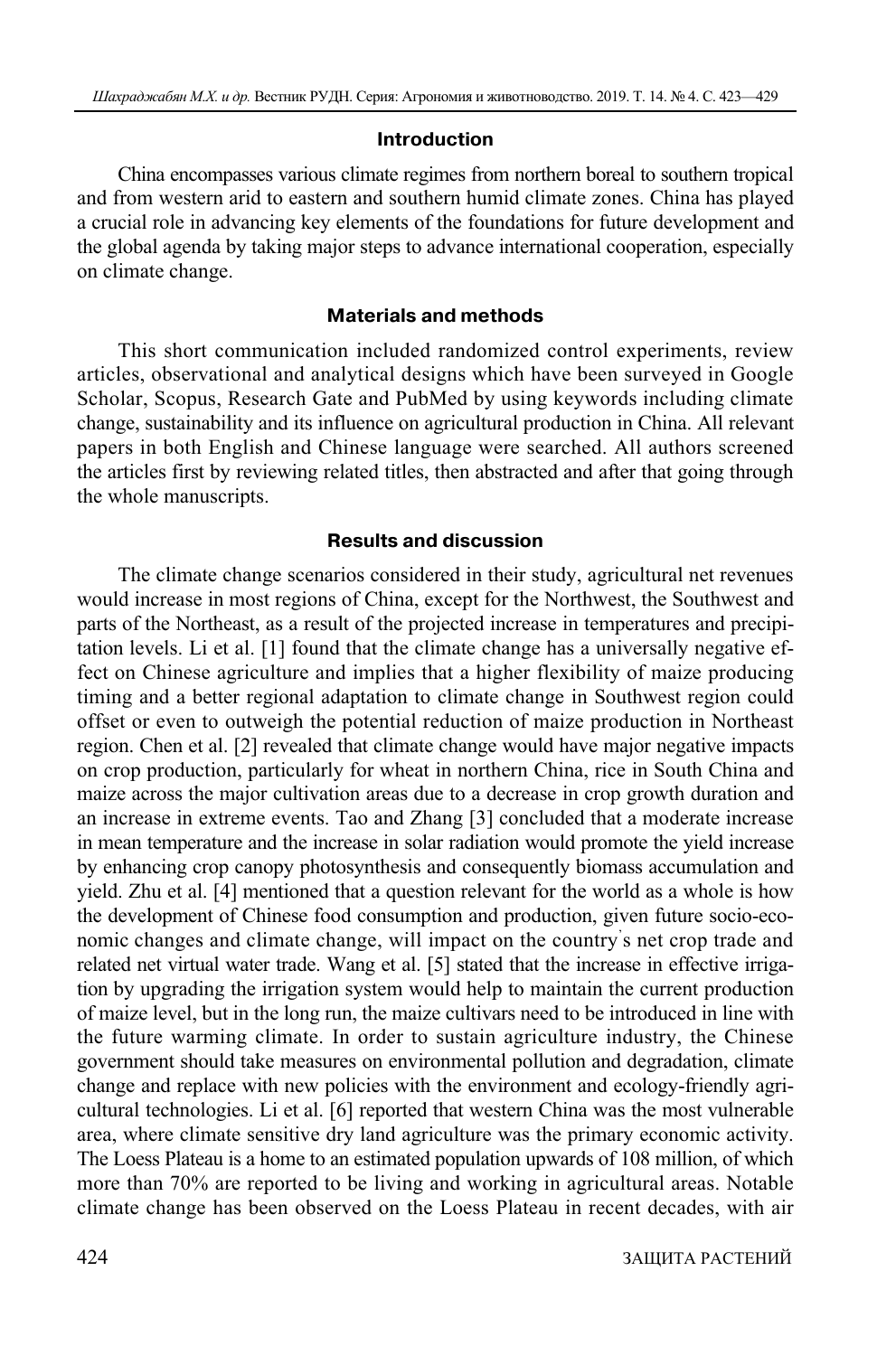## Introduction

China encompasses various climate regimes from northern boreal to southern tropical and from western arid to eastern and southern humid climate zones. China has played a crucial role in advancing key elements of the foundations for future development and the global agenda by taking major steps to advance international cooperation, especially on climate change.

## Materials and methods

This short communication included randomized control experiments, review articles, observational and analytical designs which have been surveyed in Google Scholar, Scopus, Research Gate and PubMed by using keywords including climate change, sustainability and its influence on agricultural production in China. All relevant papers in both English and Chinese language were searched. All authors screened the articles first by reviewing related titles, then abstracted and after that going through the whole manuscripts.

## Results and discussion

The climate change scenarios considered in their study, agricultural net revenues would increase in most regions of China, except for the Northwest, the Southwest and parts of the Northeast, as a result of the projected increase in temperatures and precipitation levels. Li et al. [1] found that the climate change has a universally negative effect on Chinese agriculture and implies that a higher flexibility of maize producing timing and a better regional adaptation to climate change in Southwest region could offset or even to outweigh the potential reduction of maize production in Northeast region. Chen et al. [2] revealed that climate change would have major negative impacts on crop production, particularly for wheat in northern China, rice in South China and maize across the major cultivation areas due to a decrease in crop growth duration and an increase in extreme events. Tao and Zhang [3] concluded that a moderate increase in mean temperature and the increase in solar radiation would promote the yield increase by enhancing crop canopy photosynthesis and consequently biomass accumulation and yield. Zhu et al. [4] mentioned that a question relevant for the world as a whole is how the development of Chinese food consumption and production, given future socio-economic changes and climate change, will impact on the country's net crop trade and related net virtual water trade. Wang et al. [5] stated that the increase in effective irrigation by upgrading the irrigation system would help to maintain the current production of maize level, but in the long run, the maize cultivars need to be introduced in line with the future warming climate. In order to sustain agriculture industry, the Chinese government should take measures on environmental pollution and degradation, climate change and replace with new policies with the environment and ecology-friendly agricultural technologies. Li et al. [6] reported that western China was the most vulnerable area, where climate sensitive dry land agriculture was the primary economic activity. The Loess Plateau is a home to an estimated population upwards of 108 million, of which more than 70% are reported to be living and working in agricultural areas. Notable climate change has been observed on the Loess Plateau in recent decades, with air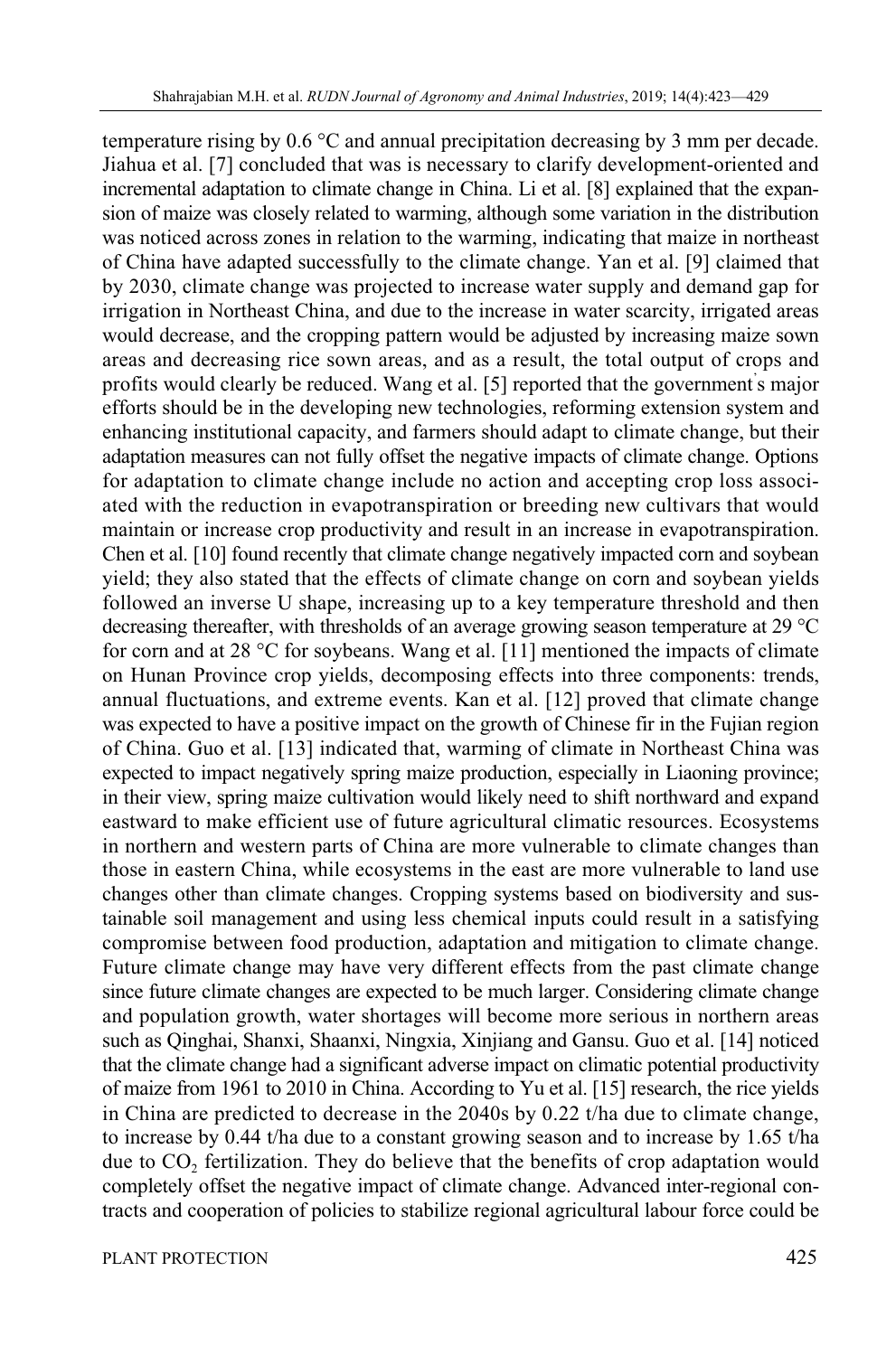temperature rising by 0.6 °C and annual precipitation decreasing by 3 mm per decade. Jiahua et al. [7] concluded that was is necessary to clarify development-oriented and incremental adaptation to climate change in China. Li et al. [8] explained that the expansion of maize was closely related to warming, although some variation in the distribution was noticed across zones in relation to the warming, indicating that maize in northeast of China have adapted successfully to the climate change. Yan et al. [9] claimed that by 2030, climate change was projected to increase water supply and demand gap for irrigation in Northeast China, and due to the increase in water scarcity, irrigated areas would decrease, and the cropping pattern would be adjusted by increasing maize sown areas and decreasing rice sown areas, and as a result, the total output of crops and profits would clearly be reduced. Wang et al. [5] reported that the government's major efforts should be in the developing new technologies, reforming extension system and enhancing institutional capacity, and farmers should adapt to climate change, but their adaptation measures can not fully offset the negative impacts of climate change. Options for adaptation to climate change include no action and accepting crop loss associated with the reduction in evapotranspiration or breeding new cultivars that would maintain or increase crop productivity and result in an increase in evapotranspiration. Chen et al. [10] found recently that climate change negatively impacted corn and soybean yield; they also stated that the effects of climate change on corn and soybean yields followed an inverse U shape, increasing up to a key temperature threshold and then decreasing thereafter, with thresholds of an average growing season temperature at 29 °C for corn and at 28 °C for soybeans. Wang et al. [11] mentioned the impacts of climate on Hunan Province crop yields, decomposing effects into three components: trends, annual fluctuations, and extreme events. Kan et al. [12] proved that climate change was expected to have a positive impact on the growth of Chinese fir in the Fujian region of China. Guo et al. [13] indicated that, warming of climate in Northeast China was expected to impact negatively spring maize production, especially in Liaoning province; in their view, spring maize cultivation would likely need to shift northward and expand eastward to make efficient use of future agricultural climatic resources. Ecosystems in northern and western parts of China are more vulnerable to climate changes than those in eastern China, while ecosystems in the east are more vulnerable to land use changes other than climate changes. Cropping systems based on biodiversity and sustainable soil management and using less chemical inputs could result in a satisfying compromise between food production, adaptation and mitigation to climate change. Future climate change may have very different effects from the past climate change since future climate changes are expected to be much larger. Considering climate change and population growth, water shortages will become more serious in northern areas such as Qinghai, Shanxi, Shaanxi, Ningxia, Xinjiang and Gansu. Guo et al. [14] noticed that the climate change had a significant adverse impact on climatic potential productivity of maize from 1961 to 2010 in China. According to Yu et al. [15] research, the rice yields in China are predicted to decrease in the 2040s by 0.22 t/ha due to climate change, to increase by 0.44 t/ha due to a constant growing season and to increase by 1.65 t/ha due to $CO_2$ fertilization. They do believe that the benefits of crop adaptation would completely offset the negative impact of climate change. Advanced inter-regional contracts and cooperation of policies to stabilize regional agricultural labour force could be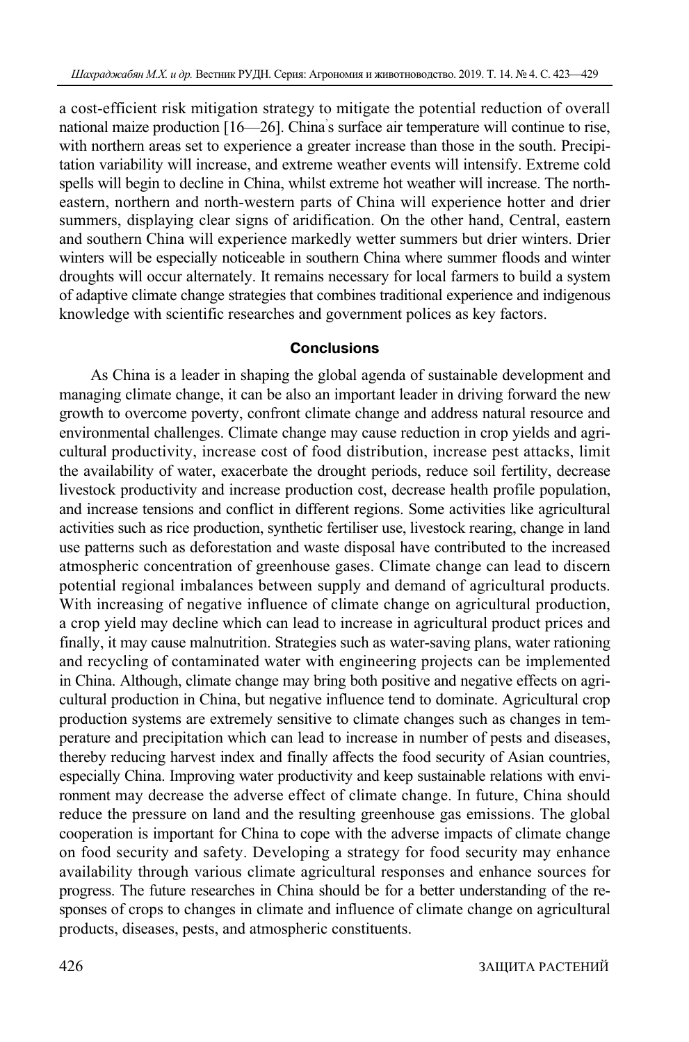a cost-efficient risk mitigation strategy to mitigate the potential reduction of overall national maize production [16—26]. China's surface air temperature will continue to rise, with northern areas set to experience a greater increase than those in the south. Precipitation variability will increase, and extreme weather events will intensify. Extreme cold spells will begin to decline in China, whilst extreme hot weather will increase. The north-eastern, northern and north-western parts of China will experience hotter and drier summers, displaying clear signs of aridification. On the other hand, Central, eastern and southern China will experience markedly wetter summers but drier winters. Drier winters will be especially noticeable in southern China where summer floods and winter droughts will occur alternately. It remains necessary for local farmers to build a system of adaptive climate change strategies that combines traditional experience and indigenous knowledge with scientific researches and government polices as key factors.

## Conclusions

As China is a leader in shaping the global agenda of sustainable development and managing climate change, it can be also an important leader in driving forward the new growth to overcome poverty, confront climate change and address natural resource and environmental challenges. Climate change may cause reduction in crop yields and agricultural productivity, increase cost of food distribution, increase pest attacks, limit the availability of water, exacerbate the drought periods, reduce soil fertility, decrease livestock productivity and increase production cost, decrease health profile population, and increase tensions and conflict in different regions. Some activities like agricultural activities such as rice production, synthetic fertiliser use, livestock rearing, change in land use patterns such as deforestation and waste disposal have contributed to the increased atmospheric concentration of greenhouse gases. Climate change can lead to discern potential regional imbalances between supply and demand of agricultural products. With increasing of negative influence of climate change on agricultural production, a crop yield may decline which can lead to increase in agricultural product prices and finally, it may cause malnutrition. Strategies such as water-saving plans, water rationing and recycling of contaminated water with engineering projects can be implemented in China. Although, climate change may bring both positive and negative effects on agricultural production in China, but negative influence tend to dominate. Agricultural crop production systems are extremely sensitive to climate changes such as changes in temperature and precipitation which can lead to increase in number of pests and diseases, thereby reducing harvest index and finally affects the food security of Asian countries, especially China. Improving water productivity and keep sustainable relations with environment may decrease the adverse effect of climate change. In future, China should reduce the pressure on land and the resulting greenhouse gas emissions. The global cooperation is important for China to cope with the adverse impacts of climate change on food security and safety. Developing a strategy for food security may enhance availability through various climate agricultural responses and enhance sources for progress. The future researches in China should be for a better understanding of the responses of crops to changes in climate and influence of climate change on agricultural products, diseases, pests, and atmospheric constituents.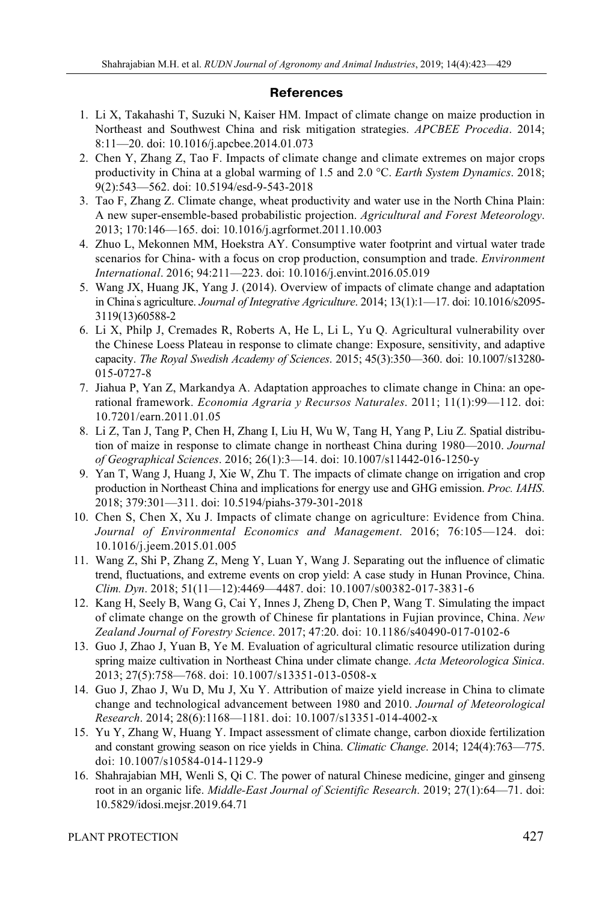## References

1. Li X, Takahashi T, Suzuki N, Kaiser HM. Impact of climate change on maize production in Northeast and Southwest China and risk mitigation strategies. *APCBEE Procedia*. 2014; 8:11—20. doi: 10.1016/j.apcbee.2014.01.073
2. Chen Y, Zhang Z, Tao F. Impacts of climate change and climate extremes on major crops productivity in China at a global warming of 1.5 and 2.0 °C. *Earth System Dynamics*. 2018; 9(2):543—562. doi: 10.5194/esd-9-543-2018
3. Tao F, Zhang Z. Climate change, wheat productivity and water use in the North China Plain: A new super-ensemble-based probabilistic projection. *Agricultural and Forest Meteorology*. 2013; 170:146—165. doi: 10.1016/j.agrformet.2011.10.003
4. Zhuo L, Mekonnen MM, Hoekstra AY. Consumptive water footprint and virtual water trade scenarios for China- with a focus on crop production, consumption and trade. *Environment International*. 2016; 94:211—223. doi: 10.1016/j.envint.2016.05.019
5. Wang JX, Huang JK, Yang J. (2014). Overview of impacts of climate change and adaptation in China's agriculture. *Journal of Integrative Agriculture*. 2014; 13(1):1—17. doi: 10.1016/s2095-3119(13)60588-2
6. Li X, Philp J, Cremades R, Roberts A, He L, Li L, Yu Q. Agricultural vulnerability over the Chinese Loess Plateau in response to climate change: Exposure, sensitivity, and adaptive capacity. *The Royal Swedish Academy of Sciences*. 2015; 45(3):350—360. doi: 10.1007/s13280-015-0727-8
7. Jiahua P, Yan Z, Markandya A. Adaptation approaches to climate change in China: an operational framework. *Economia Agraria y Recursos Naturales*. 2011; 11(1):99—112. doi: 10.7201/earn.2011.01.05
8. Li Z, Tan J, Tang P, Chen H, Zhang I, Liu H, Wu W, Tang H, Yang P, Liu Z. Spatial distribution of maize in response to climate change in northeast China during 1980—2010. *Journal of Geographical Sciences*. 2016; 26(1):3—14. doi: 10.1007/s11442-016-1250-y
9. Yan T, Wang J, Huang J, Xie W, Zhu T. The impacts of climate change on irrigation and crop production in Northeast China and implications for energy use and GHG emission. *Proc. IAHS*. 2018; 379:301—311. doi: 10.5194/piahs-379-301-2018
10. Chen S, Chen X, Xu J. Impacts of climate change on agriculture: Evidence from China. *Journal of Environmental Economics and Management*. 2016; 76:105—124. doi: 10.1016/j.jeem.2015.01.005
11. Wang Z, Shi P, Zhang Z, Meng Y, Luan Y, Wang J. Separating out the influence of climatic trend, fluctuations, and extreme events on crop yield: A case study in Hunan Province, China. *Clim. Dyn*. 2018; 51(11—12):4469—4487. doi: 10.1007/s00382-017-3831-6
12. Kang H, Seely B, Wang G, Cai Y, Innes J, Zheng D, Chen P, Wang T. Simulating the impact of climate change on the growth of Chinese fir plantations in Fujian province, China. *New Zealand Journal of Forestry Science*. 2017; 47:20. doi: 10.1186/s40490-017-0102-6
13. Guo J, Zhao J, Yuan B, Ye M. Evaluation of agricultural climatic resource utilization during spring maize cultivation in Northeast China under climate change. *Acta Meteorologica Sinica*. 2013; 27(5):758—768. doi: 10.1007/s13351-013-0508-x
14. Guo J, Zhao J, Wu D, Mu J, Xu Y. Attribution of maize yield increase in China to climate change and technological advancement between 1980 and 2010. *Journal of Meteorological Research*. 2014; 28(6):1168—1181. doi: 10.1007/s13351-014-4002-x
15. Yu Y, Zhang W, Huang Y. Impact assessment of climate change, carbon dioxide fertilization and constant growing season on rice yields in China. *Climatic Change*. 2014; 124(4):763—775. doi: 10.1007/s10584-014-1129-9
16. Shahrajabian MH, Wenli S, Qi C. The power of natural Chinese medicine, ginger and ginseng root in an organic life. *Middle-East Journal of Scientific Research*. 2019; 27(1):64—71. doi: 10.5829/idosi.mejsr.2019.64.71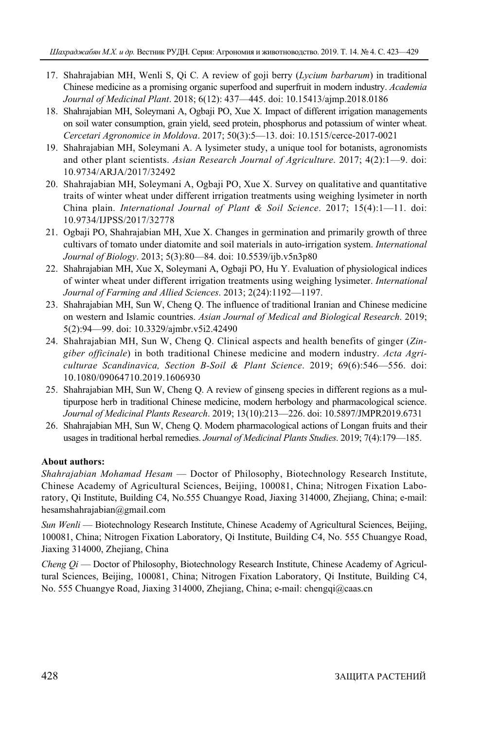17. Shahrajabian MH, Wenli S, Qi C. A review of goji berry (*Lycium barbarum*) in traditional Chinese medicine as a promising organic superfood and superfruit in modern industry. *Academia Journal of Medicinal Plant*. 2018; 6(12): 437—445. doi: 10.15413/ajmp.2018.0186
18. Shahrajabian MH, Soleymani A, Ogbaji PO, Xue X. Impact of different irrigation managements on soil water consumption, grain yield, seed protein, phosphorus and potassium of winter wheat. *Cercetari Agronomice in Moldova*. 2017; 50(3):5—13. doi: 10.1515/cerce-2017-0021
19. Shahrajabian MH, Soleymani A. A lysimeter study, a unique tool for botanists, agronomists and other plant scientists. *Asian Research Journal of Agriculture*. 2017; 4(2):1—9. doi: 10.9734/ARJA/2017/32492
20. Shahrajabian MH, Soleymani A, Ogbaji PO, Xue X. Survey on qualitative and quantitative traits of winter wheat under different irrigation treatments using weighing lysimeter in north China plain. *International Journal of Plant & Soil Science*. 2017; 15(4):1—11. doi: 10.9734/IJPSS/2017/32778
21. Ogbaji PO, Shahrajabian MH, Xue X. Changes in germination and primarily growth of three cultivars of tomato under diatomite and soil materials in auto-irrigation system. *International Journal of Biology*. 2013; 5(3):80—84. doi: 10.5539/ijb.v5n3p80
22. Shahrajabian MH, Xue X, Soleymani A, Ogbaji PO, Hu Y. Evaluation of physiological indices of winter wheat under different irrigation treatments using weighing lysimeter. *International Journal of Farming and Allied Sciences*. 2013; 2(24):1192—1197.
23. Shahrajabian MH, Sun W, Cheng Q. The influence of traditional Iranian and Chinese medicine on western and Islamic countries. *Asian Journal of Medical and Biological Research*. 2019; 5(2):94—99. doi: 10.3329/ajmbr.v5i2.42490
24. Shahrajabian MH, Sun W, Cheng Q. Clinical aspects and health benefits of ginger (*Zingiber officinale*) in both traditional Chinese medicine and modern industry. *Acta Agriculturae Scandinavica, Section B-Soil & Plant Science*. 2019; 69(6):546—556. doi: 10.1080/09064710.2019.1606930
25. Shahrajabian MH, Sun W, Cheng Q. A review of ginseng species in different regions as a multipurpose herb in traditional Chinese medicine, modern herbology and pharmacological science. *Journal of Medicinal Plants Research*. 2019; 13(10):213—226. doi: 10.5897/JMPR2019.6731
26. Shahrajabian MH, Sun W, Cheng Q. Modern pharmacological actions of Longan fruits and their usages in traditional herbal remedies. *Journal of Medicinal Plants Studies*. 2019; 7(4):179—185.

**About authors:**

*Shahrajabian Mohamad Hesam* — Doctor of Philosophy, Biotechnology Research Institute, Chinese Academy of Agricultural Sciences, Beijing, 100081, China; Nitrogen Fixation Laboratory, Qi Institute, Building C4, No.555 Chuangye Road, Jiaxing 314000, Zhejiang, China; e-mail: hesamshahrajabian@gmail.com

*Sun Wenli* — Biotechnology Research Institute, Chinese Academy of Agricultural Sciences, Beijing, 100081, China; Nitrogen Fixation Laboratory, Qi Institute, Building C4, No. 555 Chuangye Road, Jiaxing 314000, Zhejiang, China

*Cheng Qi* — Doctor of Philosophy, Biotechnology Research Institute, Chinese Academy of Agricultural Sciences, Beijing, 100081, China; Nitrogen Fixation Laboratory, Qi Institute, Building C4, No. 555 Chuangye Road, Jiaxing 314000, Zhejiang, China; e-mail: chengqi@caas.cn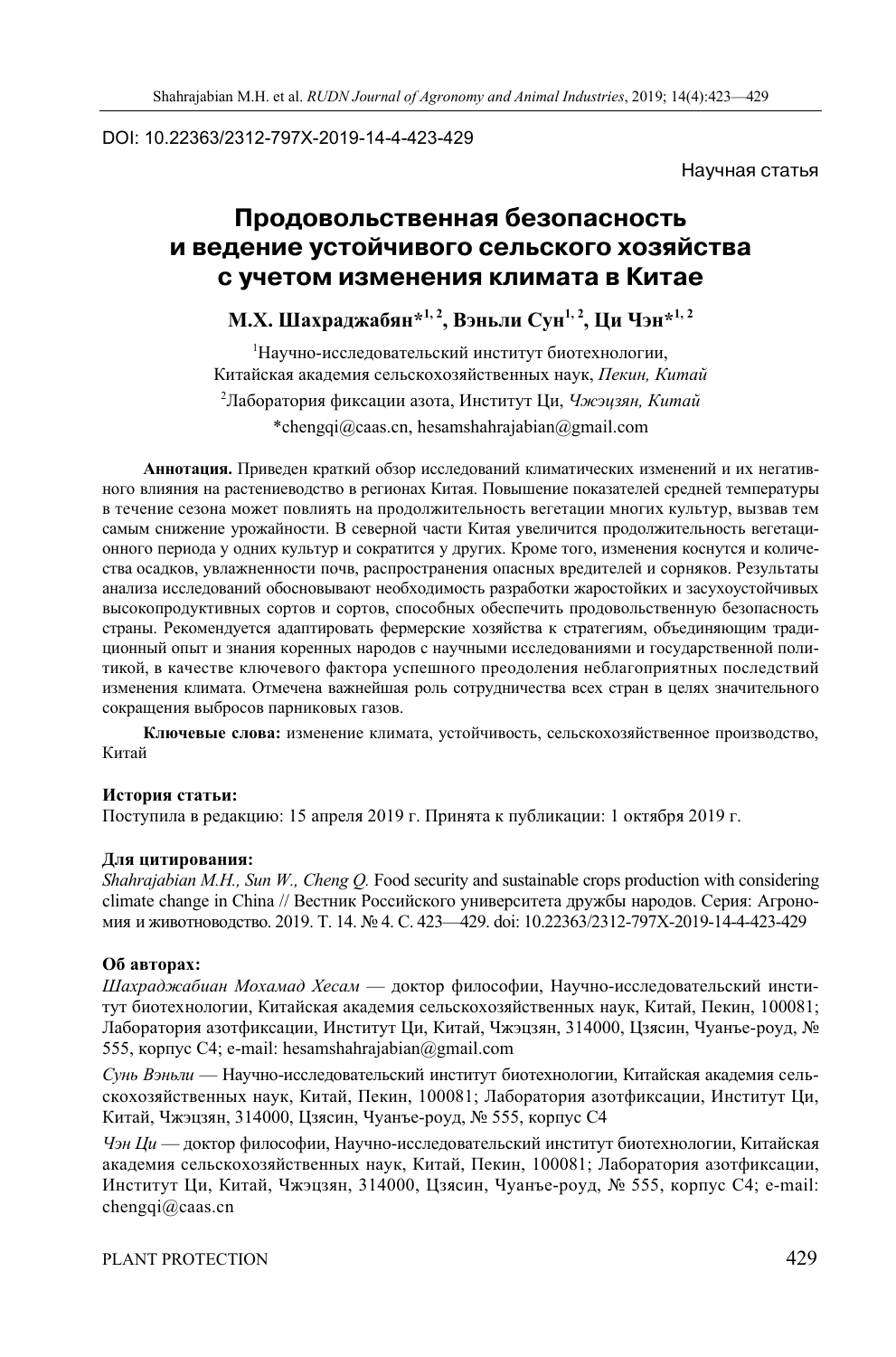DOI: 10.22363/2312-797X-2019-14-4-423-429

Научная статья

# Продовольственная безопасность и ведение устойчивого сельского хозяйства с учетом изменения климата в Китае

**М.Х. Шахраджабян*[1,2], Вэньли Сун[1,2], Ци Чэн*[1,2]**

[1]Научно-исследовательский институт биотехнологии, Китайская академия сельскохозяйственных наук, *Пекин, Китай*

[2]Лаборатория фиксации азота, Институт Ци, *Чжэцзян, Китай*

*chengqi@caas.cn, hesamshahrajabian@gmail.com

**Аннотация.** Приведен краткий обзор исследований климатических изменений и их негативного влияния на растениеводство в регионах Китая. Повышение показателей средней температуры в течение сезона может повлиять на продолжительность вегетации многих культур, вызвав тем самым снижение урожайности. В северной части Китая увеличится продолжительность вегетационного периода у одних культур и сократится у других. Кроме того, изменения коснутся и количества осадков, увлажненности почв, распространения опасных вредителей и сорняков. Результаты анализа исследований обосновывают необходимость разработки жаростойких и засухоустойчивых высокопродуктивных сортов и сортов, способных обеспечить продовольственную безопасность страны. Рекомендуется адаптировать фермерские хозяйства к стратегиям, объединяющим традиционный опыт и знания коренных народов с научными исследованиями и государственной политикой, в качестве ключевого фактора успешного преодоления неблагоприятных последствий изменения климата. Отмечена важнейшая роль сотрудничества всех стран в целях значительного сокращения выбросов парниковых газов.

**Ключевые слова:** изменение климата, устойчивость, сельскохозяйственное производство, Китай

**История статьи:**

Поступила в редакцию: 15 апреля 2019 г. Принята к публикации: 1 октября 2019 г.

**Для цитирования:**

*Shahrajabian M.H., Sun W., Cheng Q.* Food security and sustainable crops production with considering climate change in China // Вестник Российского университета дружбы народов. Серия: Агрономия и животноводство. 2019. Т. 14. № 4. С. 423—429. doi: 10.22363/2312-797X-2019-14-4-423-429

**Об авторах:**

*Шахраджабиан Мохамад Хесам* — доктор философии, Научно-исследовательский институт биотехнологии, Китайская академия сельскохозяйственных наук, Китай, Пекин, 100081; Лаборатория азотфиксации, Институт Ци, Китай, Чжэцзян, 314000, Цзясин, Чуанъе-роуд, № 555, корпус C4; e-mail: hesamshahrajabian@gmail.com

*Сунь Вэньли* — Научно-исследовательский институт биотехнологии, Китайская академия сельскохозяйственных наук, Китай, Пекин, 100081; Лаборатория азотфиксации, Институт Ци, Китай, Чжэцзян, 314000, Цзясин, Чуанъе-роуд, № 555, корпус C4

*Чэн Ци* — доктор философии, Научно-исследовательский институт биотехнологии, Китайская академия сельскохозяйственных наук, Китай, Пекин, 100081; Лаборатория азотфиксации, Институт Ци, Китай, Чжэцзян, 314000, Цзясин, Чуанъе-роуд, № 555, корпус C4; e-mail: chengqi@caas.cn